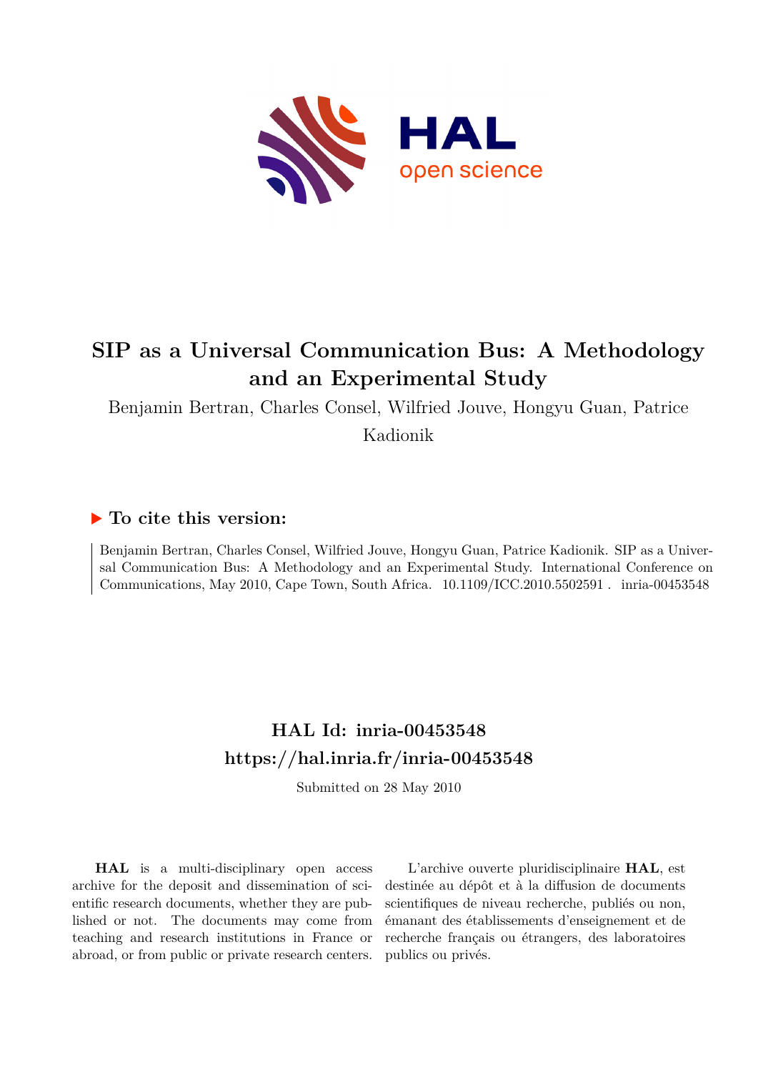# SIP as a Universal Communication Bus: A Methodology and an Experimental Study

Benjamin Bertran, Charles Consel, Wilfried Jouve, Hongyu Guan, Patrice Kadionik

## ▶ To cite this version:

Benjamin Bertran, Charles Consel, Wilfried Jouve, Hongyu Guan, Patrice Kadionik. SIP as a Universal Communication Bus: A Methodology and an Experimental Study. International Conference on Communications, May 2010, Cape Town, South Africa. 10.1109/ICC.2010.5502591 . inria-00453548

## HAL Id: inria-00453548

## https://hal.inria.fr/inria-00453548

Submitted on 28 May 2010

**HAL** is a multi-disciplinary open access archive for the deposit and dissemination of scientific research documents, whether they are published or not. The documents may come from teaching and research institutions in France or abroad, or from public or private research centers.

L'archive ouverte pluridisciplinaire **HAL**, est destinée au dépôt et à la diffusion de documents scientifiques de niveau recherche, publiés ou non, émanant des établissements d'enseignement et de recherche français ou étrangers, des laboratoires publics ou privés.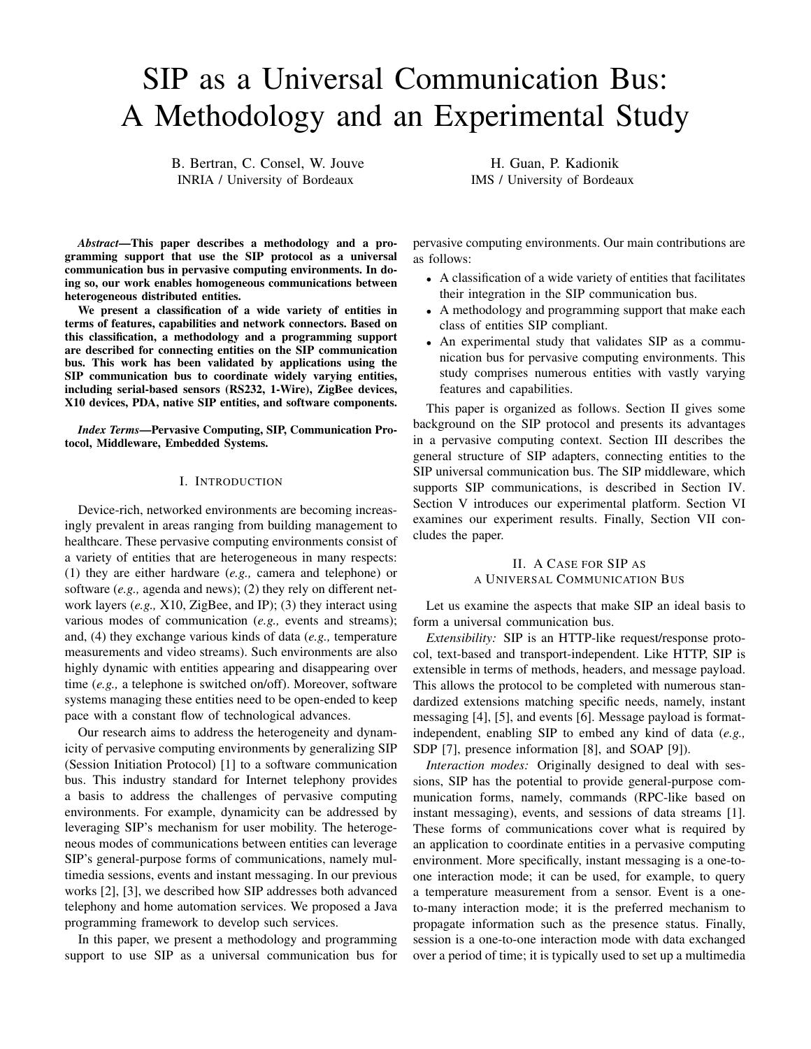# SIP as a Universal Communication Bus: A Methodology and an Experimental Study

B. Bertran, C. Consel, W. Jouve
INRIA / University of Bordeaux

H. Guan, P. Kadionik
IMS / University of Bordeaux

***Abstract*—This paper describes a methodology and a programming support that use the SIP protocol as a universal communication bus in pervasive computing environments. In doing so, our work enables homogeneous communications between heterogeneous distributed entities.**

**We present a classification of a wide variety of entities in terms of features, capabilities and network connectors. Based on this classification, a methodology and a programming support are described for connecting entities on the SIP communication bus. This work has been validated by applications using the SIP communication bus to coordinate widely varying entities, including serial-based sensors (RS232, 1-Wire), ZigBee devices, X10 devices, PDA, native SIP entities, and software components.**

***Index Terms*—Pervasive Computing, SIP, Communication Protocol, Middleware, Embedded Systems.**

## I. Introduction

Device-rich, networked environments are becoming increasingly prevalent in areas ranging from building management to healthcare. These pervasive computing environments consist of a variety of entities that are heterogeneous in many respects: (1) they are either hardware (*e.g.,* camera and telephone) or software (*e.g.,* agenda and news); (2) they rely on different network layers (*e.g.,* X10, ZigBee, and IP); (3) they interact using various modes of communication (*e.g.,* events and streams); and, (4) they exchange various kinds of data (*e.g.,* temperature measurements and video streams). Such environments are also highly dynamic with entities appearing and disappearing over time (*e.g.,* a telephone is switched on/off). Moreover, software systems managing these entities need to be open-ended to keep pace with a constant flow of technological advances.

Our research aims to address the heterogeneity and dynamicity of pervasive computing environments by generalizing SIP (Session Initiation Protocol) [1] to a software communication bus. This industry standard for Internet telephony provides a basis to address the challenges of pervasive computing environments. For example, dynamicity can be addressed by leveraging SIP's mechanism for user mobility. The heterogeneous modes of communications between entities can leverage SIP's general-purpose forms of communications, namely multimedia sessions, events and instant messaging. In our previous works [2], [3], we described how SIP addresses both advanced telephony and home automation services. We proposed a Java programming framework to develop such services.

In this paper, we present a methodology and programming support to use SIP as a universal communication bus for pervasive computing environments. Our main contributions are as follows:

- A classification of a wide variety of entities that facilitates their integration in the SIP communication bus.
- A methodology and programming support that make each class of entities SIP compliant.
- An experimental study that validates SIP as a communication bus for pervasive computing environments. This study comprises numerous entities with vastly varying features and capabilities.

This paper is organized as follows. Section II gives some background on the SIP protocol and presents its advantages in a pervasive computing context. Section III describes the general structure of SIP adapters, connecting entities to the SIP universal communication bus. The SIP middleware, which supports SIP communications, is described in Section IV. Section V introduces our experimental platform. Section VI examines our experiment results. Finally, Section VII concludes the paper.

## II. A Case for SIP as a Universal Communication Bus

Let us examine the aspects that make SIP an ideal basis to form a universal communication bus.

*Extensibility:* SIP is an HTTP-like request/response protocol, text-based and transport-independent. Like HTTP, SIP is extensible in terms of methods, headers, and message payload. This allows the protocol to be completed with numerous standardized extensions matching specific needs, namely, instant messaging [4], [5], and events [6]. Message payload is format-independent, enabling SIP to embed any kind of data (*e.g.,* SDP [7], presence information [8], and SOAP [9]).

*Interaction modes:* Originally designed to deal with sessions, SIP has the potential to provide general-purpose communication forms, namely, commands (RPC-like based on instant messaging), events, and sessions of data streams [1]. These forms of communications cover what is required by an application to coordinate entities in a pervasive computing environment. More specifically, instant messaging is a one-to-one interaction mode; it can be used, for example, to query a temperature measurement from a sensor. Event is a one-to-many interaction mode; it is the preferred mechanism to propagate information such as the presence status. Finally, session is a one-to-one interaction mode with data exchanged over a period of time; it is typically used to set up a multimedia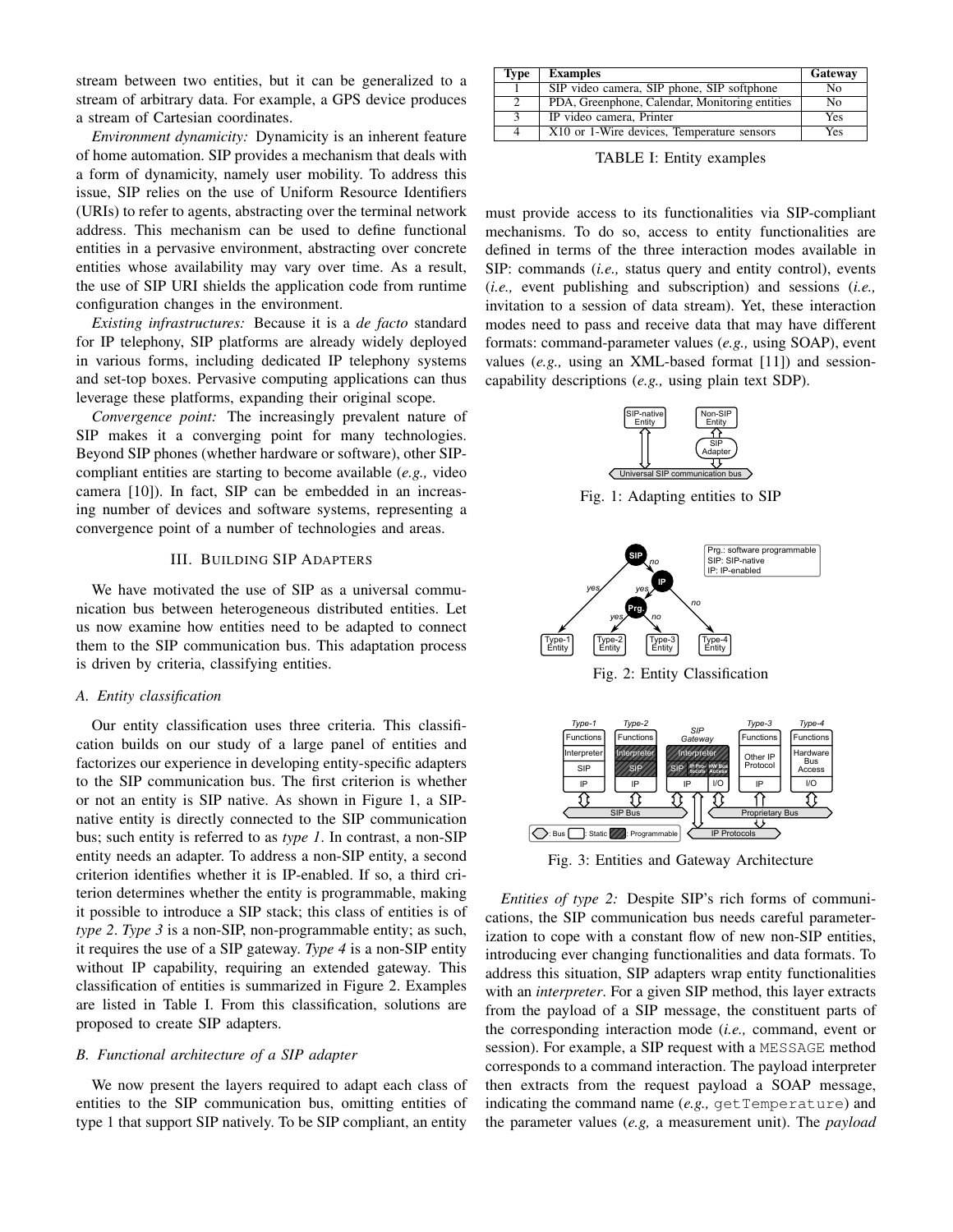stream between two entities, but it can be generalized to a stream of arbitrary data. For example, a GPS device produces a stream of Cartesian coordinates.

*Environment dynamicity:* Dynamicity is an inherent feature of home automation. SIP provides a mechanism that deals with a form of dynamicity, namely user mobility. To address this issue, SIP relies on the use of Uniform Resource Identifiers (URIs) to refer to agents, abstracting over the terminal network address. This mechanism can be used to define functional entities in a pervasive environment, abstracting over concrete entities whose availability may vary over time. As a result, the use of SIP URI shields the application code from runtime configuration changes in the environment.

*Existing infrastructures:* Because it is a *de facto* standard for IP telephony, SIP platforms are already widely deployed in various forms, including dedicated IP telephony systems and set-top boxes. Pervasive computing applications can thus leverage these platforms, expanding their original scope.

*Convergence point:* The increasingly prevalent nature of SIP makes it a converging point for many technologies. Beyond SIP phones (whether hardware or software), other SIP-compliant entities are starting to become available (*e.g.,* video camera [10]). In fact, SIP can be embedded in an increasing number of devices and software systems, representing a convergence point of a number of technologies and areas.

## III. Building SIP Adapters

We have motivated the use of SIP as a universal communication bus between heterogeneous distributed entities. Let us now examine how entities need to be adapted to connect them to the SIP communication bus. This adaptation process is driven by criteria, classifying entities.

### A. Entity classification

Our entity classification uses three criteria. This classification builds on our study of a large panel of entities and factorizes our experience in developing entity-specific adapters to the SIP communication bus. The first criterion is whether or not an entity is SIP native. As shown in Figure 1, a SIP-native entity is directly connected to the SIP communication bus; such entity is referred to as *type 1*. In contrast, a non-SIP entity needs an adapter. To address a non-SIP entity, a second criterion identifies whether it is IP-enabled. If so, a third criterion determines whether the entity is programmable, making it possible to introduce a SIP stack; this class of entities is of *type 2*. *Type 3* is a non-SIP, non-programmable entity; as such, it requires the use of a SIP gateway. *Type 4* is a non-SIP entity without IP capability, requiring an extended gateway. This classification of entities is summarized in Figure 2. Examples are listed in Table I. From this classification, solutions are proposed to create SIP adapters.

| Type | Examples | Gateway |
|---|---|---|
| 1 | SIP video camera, SIP phone, SIP softphone | No |
| 2 | PDA, Greenphone, Calendar, Monitoring entities | No |
| 3 | IP video camera, Printer | Yes |
| 4 | X10 or 1-Wire devices, Temperature sensors | Yes |

TABLE I: Entity examples

### B. Functional architecture of a SIP adapter

We now present the layers required to adapt each class of entities to the SIP communication bus, omitting entities of type 1 that support SIP natively. To be SIP compliant, an entity must provide access to its functionalities via SIP-compliant mechanisms. To do so, access to entity functionalities are defined in terms of the three interaction modes available in SIP: commands (*i.e.,* status query and entity control), events (*i.e.,* event publishing and subscription) and sessions (*i.e.,* invitation to a session of data stream). Yet, these interaction modes need to pass and receive data that may have different formats: command-parameter values (*e.g.,* using SOAP), event values (*e.g.,* using an XML-based format [11]) and session-capability descriptions (*e.g.,* using plain text SDP).

Fig. 1: Adapting entities to SIP

Fig. 2: Entity Classification

Fig. 3: Entities and Gateway Architecture

*Entities of type 2:* Despite SIP's rich forms of communications, the SIP communication bus needs careful parameterization to cope with a constant flow of new non-SIP entities, introducing ever changing functionalities and data formats. To address this situation, SIP adapters wrap entity functionalities with an *interpreter*. For a given SIP method, this layer extracts from the payload of a SIP message, the constituent parts of the corresponding interaction mode (*i.e.,* command, event or session). For example, a SIP request with a `MESSAGE` method corresponds to a command interaction. The payload interpreter then extracts from the request payload a SOAP message, indicating the command name (*e.g.,* `getTemperature`) and the parameter values (*e.g,* a measurement unit). The *payload*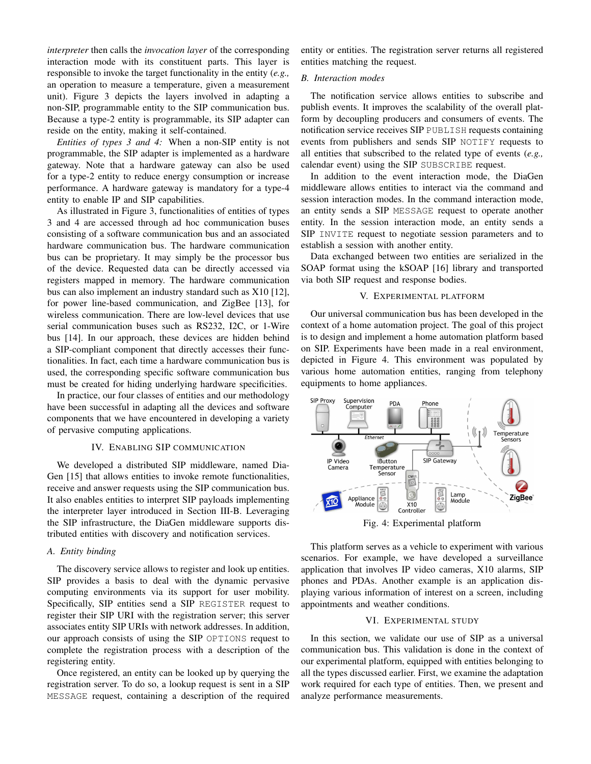*interpreter* then calls the *invocation layer* of the corresponding interaction mode with its constituent parts. This layer is responsible to invoke the target functionality in the entity (*e.g.,* an operation to measure a temperature, given a measurement unit). Figure 3 depicts the layers involved in adapting a non-SIP, programmable entity to the SIP communication bus. Because a type-2 entity is programmable, its SIP adapter can reside on the entity, making it self-contained.

*Entities of types 3 and 4:* When a non-SIP entity is not programmable, the SIP adapter is implemented as a hardware gateway. Note that a hardware gateway can also be used for a type-2 entity to reduce energy consumption or increase performance. A hardware gateway is mandatory for a type-4 entity to enable IP and SIP capabilities.

As illustrated in Figure 3, functionalities of entities of types 3 and 4 are accessed through ad hoc communication buses consisting of a software communication bus and an associated hardware communication bus. The hardware communication bus can be proprietary. It may simply be the processor bus of the device. Requested data can be directly accessed via registers mapped in memory. The hardware communication bus can also implement an industry standard such as X10 [12], for power line-based communication, and ZigBee [13], for wireless communication. There are low-level devices that use serial communication buses such as RS232, I2C, or 1-Wire bus [14]. In our approach, these devices are hidden behind a SIP-compliant component that directly accesses their functionalities. In fact, each time a hardware communication bus is used, the corresponding specific software communication bus must be created for hiding underlying hardware specificities.

In practice, our four classes of entities and our methodology have been successful in adapting all the devices and software components that we have encountered in developing a variety of pervasive computing applications.

## IV. Enabling SIP Communication

We developed a distributed SIP middleware, named DiaGen [15] that allows entities to invoke remote functionalities, receive and answer requests using the SIP communication bus. It also enables entities to interpret SIP payloads implementing the interpreter layer introduced in Section III-B. Leveraging the SIP infrastructure, the DiaGen middleware supports distributed entities with discovery and notification services.

### A. Entity binding

The discovery service allows to register and look up entities. SIP provides a basis to deal with the dynamic pervasive computing environments via its support for user mobility. Specifically, SIP entities send a SIP `REGISTER` request to register their SIP URI with the registration server; this server associates entity SIP URIs with network addresses. In addition, our approach consists of using the SIP `OPTIONS` request to complete the registration process with a description of the registering entity.

Once registered, an entity can be looked up by querying the registration server. To do so, a lookup request is sent in a SIP `MESSAGE` request, containing a description of the required entity or entities. The registration server returns all registered entities matching the request.

### B. Interaction modes

The notification service allows entities to subscribe and publish events. It improves the scalability of the overall platform by decoupling producers and consumers of events. The notification service receives SIP `PUBLISH` requests containing events from publishers and sends SIP `NOTIFY` requests to all entities that subscribed to the related type of events (*e.g.,* calendar event) using the SIP `SUBSCRIBE` request.

In addition to the event interaction mode, the DiaGen middleware allows entities to interact via the command and session interaction modes. In the command interaction mode, an entity sends a SIP `MESSAGE` request to operate another entity. In the session interaction mode, an entity sends a SIP `INVITE` request to negotiate session parameters and to establish a session with another entity.

Data exchanged between two entities are serialized in the SOAP format using the kSOAP [16] library and transported via both SIP request and response bodies.

## V. Experimental Platform

Our universal communication bus has been developed in the context of a home automation project. The goal of this project is to design and implement a home automation platform based on SIP. Experiments have been made in a real environment, depicted in Figure 4. This environment was populated by various home automation entities, ranging from telephony equipments to home appliances.

SIP Proxy
Supervision Computer
PDA
Phone
Ethernet
IP Video Camera
iButton Temperature Sensor
SIP Gateway
Temperature Sensors
ZigBee
X10
Appliance Module
X10 Controller
Lamp Module

Fig. 4: Experimental platform

This platform serves as a vehicle to experiment with various scenarios. For example, we have developed a surveillance application that involves IP video cameras, X10 alarms, SIP phones and PDAs. Another example is an application displaying various information of interest on a screen, including appointments and weather conditions.

## VI. Experimental Study

In this section, we validate our use of SIP as a universal communication bus. This validation is done in the context of our experimental platform, equipped with entities belonging to all the types discussed earlier. First, we examine the adaptation work required for each type of entities. Then, we present and analyze performance measurements.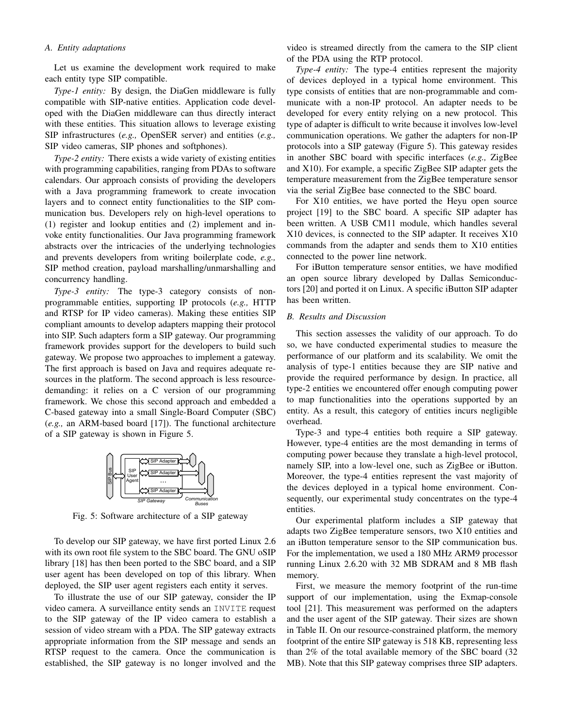### A. Entity adaptations

Let us examine the development work required to make each entity type SIP compatible.

*Type-1 entity:* By design, the DiaGen middleware is fully compatible with SIP-native entities. Application code developed with the DiaGen middleware can thus directly interact with these entities. This situation allows to leverage existing SIP infrastructures (*e.g.,* OpenSER server) and entities (*e.g.,* SIP video cameras, SIP phones and softphones).

*Type-2 entity:* There exists a wide variety of existing entities with programming capabilities, ranging from PDAs to software calendars. Our approach consists of providing the developers with a Java programming framework to create invocation layers and to connect entity functionalities to the SIP communication bus. Developers rely on high-level operations to (1) register and lookup entities and (2) implement and invoke entity functionalities. Our Java programming framework abstracts over the intricacies of the underlying technologies and prevents developers from writing boilerplate code, *e.g.,* SIP method creation, payload marshalling/unmarshalling and concurrency handling.

*Type-3 entity:* The type-3 category consists of non-programmable entities, supporting IP protocols (*e.g.,* HTTP and RTSP for IP video cameras). Making these entities SIP compliant amounts to develop adapters mapping their protocol into SIP. Such adapters form a SIP gateway. Our programming framework provides support for the developers to build such gateway. We propose two approaches to implement a gateway. The first approach is based on Java and requires adequate resources in the platform. The second approach is less resource-demanding: it relies on a C version of our programming framework. We chose this second approach and embedded a C-based gateway into a small Single-Board Computer (SBC) (*e.g.,* an ARM-based board [17]). The functional architecture of a SIP gateway is shown in Figure 5.

Fig. 5: Software architecture of a SIP gateway

To develop our SIP gateway, we have first ported Linux 2.6 with its own root file system to the SBC board. The GNU oSIP library [18] has then been ported to the SBC board, and a SIP user agent has been developed on top of this library. When deployed, the SIP user agent registers each entity it serves.

To illustrate the use of our SIP gateway, consider the IP video camera. A surveillance entity sends an `INVITE` request to the SIP gateway of the IP video camera to establish a session of video stream with a PDA. The SIP gateway extracts appropriate information from the SIP message and sends an RTSP request to the camera. Once the communication is established, the SIP gateway is no longer involved and the video is streamed directly from the camera to the SIP client of the PDA using the RTP protocol.

*Type-4 entity:* The type-4 entities represent the majority of devices deployed in a typical home environment. This type consists of entities that are non-programmable and communicate with a non-IP protocol. An adapter needs to be developed for every entity relying on a new protocol. This type of adapter is difficult to write because it involves low-level communication operations. We gather the adapters for non-IP protocols into a SIP gateway (Figure 5). This gateway resides in another SBC board with specific interfaces (*e.g.,* ZigBee and X10). For example, a specific ZigBee SIP adapter gets the temperature measurement from the ZigBee temperature sensor via the serial ZigBee base connected to the SBC board.

For X10 entities, we have ported the Heyu open source project [19] to the SBC board. A specific SIP adapter has been written. A USB CM11 module, which handles several X10 devices, is connected to the SIP adapter. It receives X10 commands from the adapter and sends them to X10 entities connected to the power line network.

For iButton temperature sensor entities, we have modified an open source library developed by Dallas Semiconductors [20] and ported it on Linux. A specific iButton SIP adapter has been written.

### B. Results and Discussion

This section assesses the validity of our approach. To do so, we have conducted experimental studies to measure the performance of our platform and its scalability. We omit the analysis of type-1 entities because they are SIP native and provide the required performance by design. In practice, all type-2 entities we encountered offer enough computing power to map functionalities into the operations supported by an entity. As a result, this category of entities incurs negligible overhead.

Type-3 and type-4 entities both require a SIP gateway. However, type-4 entities are the most demanding in terms of computing power because they translate a high-level protocol, namely SIP, into a low-level one, such as ZigBee or iButton. Moreover, the type-4 entities represent the vast majority of the devices deployed in a typical home environment. Consequently, our experimental study concentrates on the type-4 entities.

Our experimental platform includes a SIP gateway that adapts two ZigBee temperature sensors, two X10 entities and an iButton temperature sensor to the SIP communication bus. For the implementation, we used a 180 MHz ARM9 processor running Linux 2.6.20 with 32 MB SDRAM and 8 MB flash memory.

First, we measure the memory footprint of the run-time support of our implementation, using the Exmap-console tool [21]. This measurement was performed on the adapters and the user agent of the SIP gateway. Their sizes are shown in Table II. On our resource-constrained platform, the memory footprint of the entire SIP gateway is 518 KB, representing less than 2% of the total available memory of the SBC board (32 MB). Note that this SIP gateway comprises three SIP adapters.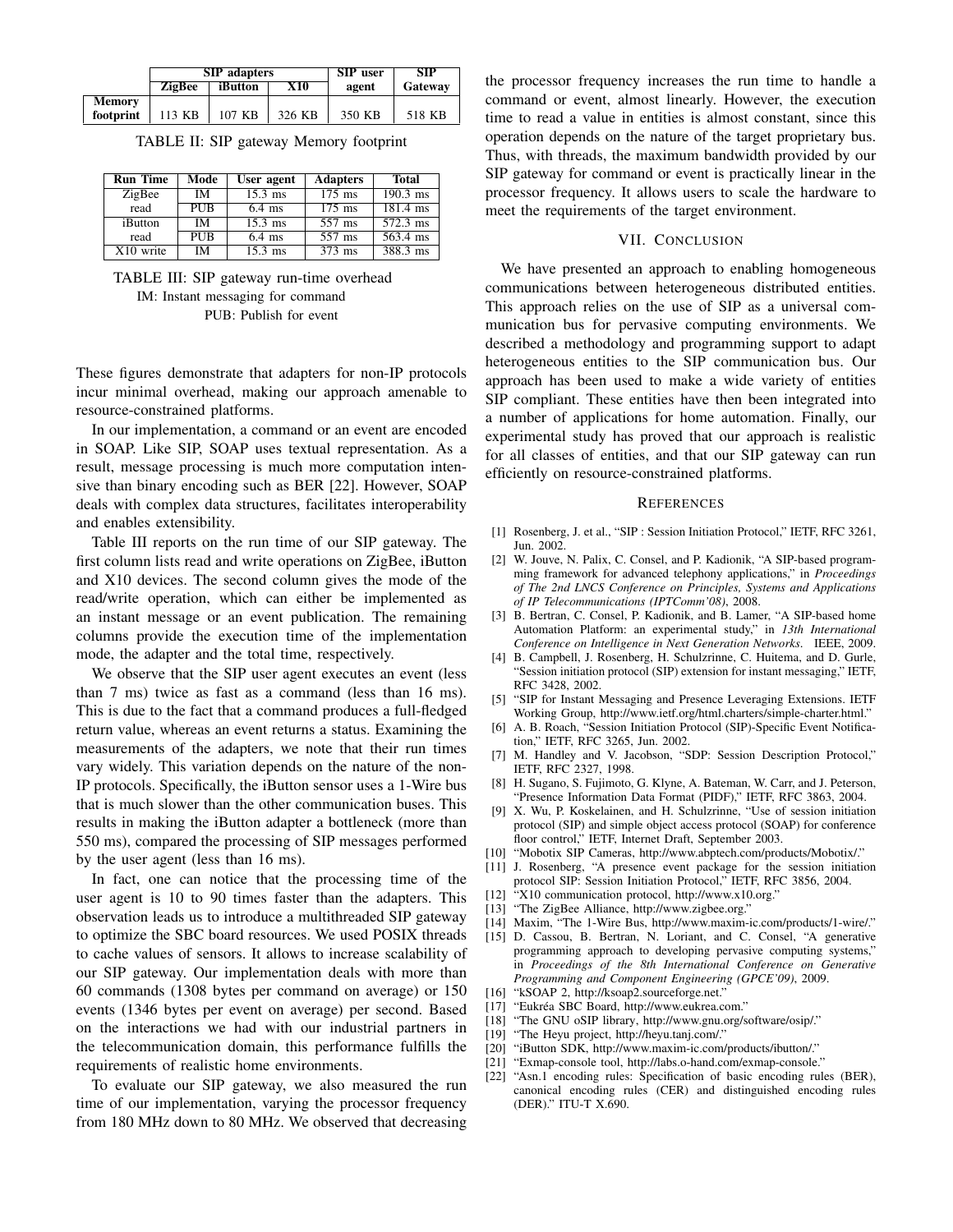| | SIP adapters | | | SIP user agent | SIP Gateway |
|---|---|---|---|---|---|
| | ZigBee | iButton | X10 | | |
| Memory footprint | 113 KB | 107 KB | 326 KB | 350 KB | 518 KB |

TABLE II: SIP gateway Memory footprint

| Run Time | Mode | User agent | Adapters | Total |
|---|---|---|---|---|
| ZigBee read | IM | 15.3 ms | 175 ms | 190.3 ms |
| | PUB | 6.4 ms | 175 ms | 181.4 ms |
| iButton read | IM | 15.3 ms | 557 ms | 572.3 ms |
| | PUB | 6.4 ms | 557 ms | 563.4 ms |
| X10 write | IM | 15.3 ms | 373 ms | 388.3 ms |

TABLE III: SIP gateway run-time overhead
IM: Instant messaging for command
PUB: Publish for event

These figures demonstrate that adapters for non-IP protocols incur minimal overhead, making our approach amenable to resource-constrained platforms.

In our implementation, a command or an event are encoded in SOAP. Like SIP, SOAP uses textual representation. As a result, message processing is much more computation intensive than binary encoding such as BER [22]. However, SOAP deals with complex data structures, facilitates interoperability and enables extensibility.

Table III reports on the run time of our SIP gateway. The first column lists read and write operations on ZigBee, iButton and X10 devices. The second column gives the mode of the read/write operation, which can either be implemented as an instant message or an event publication. The remaining columns provide the execution time of the implementation mode, the adapter and the total time, respectively.

We observe that the SIP user agent executes an event (less than 7 ms) twice as fast as a command (less than 16 ms). This is due to the fact that a command produces a full-fledged return value, whereas an event returns a status. Examining the measurements of the adapters, we note that their run times vary widely. This variation depends on the nature of the non-IP protocols. Specifically, the iButton sensor uses a 1-Wire bus that is much slower than the other communication buses. This results in making the iButton adapter a bottleneck (more than 550 ms), compared the processing of SIP messages performed by the user agent (less than 16 ms).

In fact, one can notice that the processing time of the user agent is 10 to 90 times faster than the adapters. This observation leads us to introduce a multithreaded SIP gateway to optimize the SBC board resources. We used POSIX threads to cache values of sensors. It allows to increase scalability of our SIP gateway. Our implementation deals with more than 60 commands (1308 bytes per command on average) or 150 events (1346 bytes per event on average) per second. Based on the interactions we had with our industrial partners in the telecommunication domain, this performance fulfills the requirements of realistic home environments.

To evaluate our SIP gateway, we also measured the run time of our implementation, varying the processor frequency from 180 MHz down to 80 MHz. We observed that decreasing the processor frequency increases the run time to handle a command or event, almost linearly. However, the execution time to read a value in entities is almost constant, since this operation depends on the nature of the target proprietary bus. Thus, with threads, the maximum bandwidth provided by our SIP gateway for command or event is practically linear in the processor frequency. It allows users to scale the hardware to meet the requirements of the target environment.

## VII. Conclusion

We have presented an approach to enabling homogeneous communications between heterogeneous distributed entities. This approach relies on the use of SIP as a universal communication bus for pervasive computing environments. We described a methodology and programming support to adapt heterogeneous entities to the SIP communication bus. Our approach has been used to make a wide variety of entities SIP compliant. These entities have then been integrated into a number of applications for home automation. Finally, our experimental study has proved that our approach is realistic for all classes of entities, and that our SIP gateway can run efficiently on resource-constrained platforms.

## References

[1] Rosenberg, J. et al., "SIP : Session Initiation Protocol," IETF, RFC 3261, Jun. 2002.

[2] W. Jouve, N. Palix, C. Consel, and P. Kadionik, "A SIP-based programming framework for advanced telephony applications," in *Proceedings of The 2nd LNCS Conference on Principles, Systems and Applications of IP Telecommunications (IPTComm'08)*, 2008.

[3] B. Bertran, C. Consel, P. Kadionik, and B. Lamer, "A SIP-based home Automation Platform: an experimental study," in *13th International Conference on Intelligence in Next Generation Networks*. IEEE, 2009.

[4] B. Campbell, J. Rosenberg, H. Schulzrinne, C. Huitema, and D. Gurle, "Session initiation protocol (SIP) extension for instant messaging," IETF, RFC 3428, 2002.

[5] "SIP for Instant Messaging and Presence Leveraging Extensions. IETF Working Group, http://www.ietf.org/html.charters/simple-charter.html."

[6] A. B. Roach, "Session Initiation Protocol (SIP)-Specific Event Notification," IETF, RFC 3265, Jun. 2002.

[7] M. Handley and V. Jacobson, "SDP: Session Description Protocol," IETF, RFC 2327, 1998.

[8] H. Sugano, S. Fujimoto, G. Klyne, A. Bateman, W. Carr, and J. Peterson, "Presence Information Data Format (PIDF)," IETF, RFC 3863, 2004.

[9] X. Wu, P. Koskelainen, and H. Schulzrinne, "Use of session initiation protocol (SIP) and simple object access protocol (SOAP) for conference floor control," IETF, Internet Draft, September 2003.

[10] "Mobotix SIP Cameras, http://www.abptech.com/products/Mobotix/."

[11] J. Rosenberg, "A presence event package for the session initiation protocol SIP: Session Initiation Protocol," IETF, RFC 3856, 2004.

[12] "X10 communication protocol, http://www.x10.org."

[13] "The ZigBee Alliance, http://www.zigbee.org."

[14] Maxim, "The 1-Wire Bus, http://www.maxim-ic.com/products/1-wire/."

[15] D. Cassou, B. Bertran, N. Loriant, and C. Consel, "A generative programming approach to developing pervasive computing systems," in *Proceedings of the 8th International Conference on Generative Programming and Component Engineering (GPCE'09)*, 2009.

[16] "kSOAP 2, http://ksoap2.sourceforge.net."

[17] "Eukréa SBC Board, http://www.eukrea.com."

[18] "The GNU oSIP library, http://www.gnu.org/software/osip/."

[19] "The Heyu project, http://heyu.tanj.com/."

[20] "iButton SDK, http://www.maxim-ic.com/products/ibutton/."

[21] "Exmap-console tool, http://labs.o-hand.com/exmap-console."

[22] "Asn.1 encoding rules: Specification of basic encoding rules (BER), canonical encoding rules (CER) and distinguished encoding rules (DER)." ITU-T X.690.